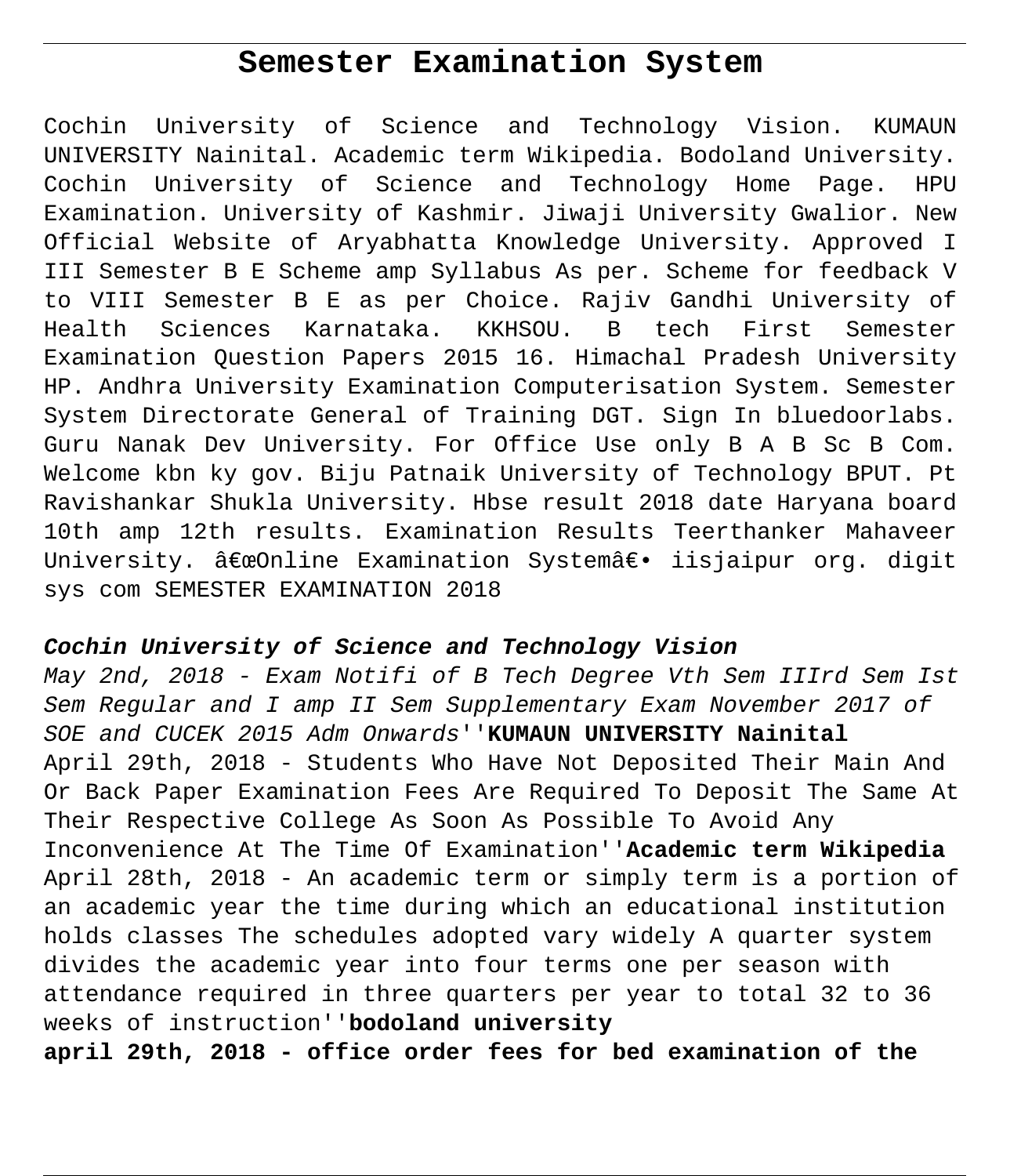# Semester Examination System

Cochin University of Science and Technology Vision. KUMAUN UNIVERSITY Nainital. Academic term Wikipedia. Bodoland University. Cochin University of Science and Technology Home Page. HPU Examination. University of Kashmir. Jiwaji University Gwalior. New Official Website of Aryabhatta Knowledge University. Approved I III Semester B E Scheme amp Syllabus As per. Scheme for feedback V to VIII Semester B E as per Choice. Rajiv Gandhi University of Health Sciences Karnataka. KKHSOU. B tech First Semester Examination Question Papers 2015 16. Himachal Pradesh University HP. Andhra University Examination Computerisation System. Semester System Directorate General of Training DGT. Sign In bluedoorlabs. Guru Nanak Dev University. For Office Use only B A B Sc B Com. Welcome kbn ky gov. Biju Patnaik University of Technology BPUT. Pt Ravishankar Shukla University. Hbse result 2018 date Haryana board 10th amp 12th results. Examination Results Teerthanker Mahaveer University. â€œOnline Examination Systemâ€• iisjaipur org. digit sys com SEMESTER EXAMINATION 2018

**Cochin University of Science and Technology Vision**

*May 2nd, 2018 - Exam Notifi of B Tech Degree Vth Sem IIIrd Sem Ist Sem Regular and I amp II Sem Supplementary Exam November 2017 of SOE and CUCEK 2015 Adm Onwards*''**KUMAUN UNIVERSITY Nainital**
April 29th, 2018 - Students Who Have Not Deposited Their Main And Or Back Paper Examination Fees Are Required To Deposit The Same At Their Respective College As Soon As Possible To Avoid Any Inconvenience At The Time Of Examination''**Academic term Wikipedia**
April 28th, 2018 - An academic term or simply term is a portion of an academic year the time during which an educational institution holds classes The schedules adopted vary widely A quarter system divides the academic year into four terms one per season with attendance required in three quarters per year to total 32 to 36 weeks of instruction''**bodoland university**
**april 29th, 2018 - office order fees for bed examination of the**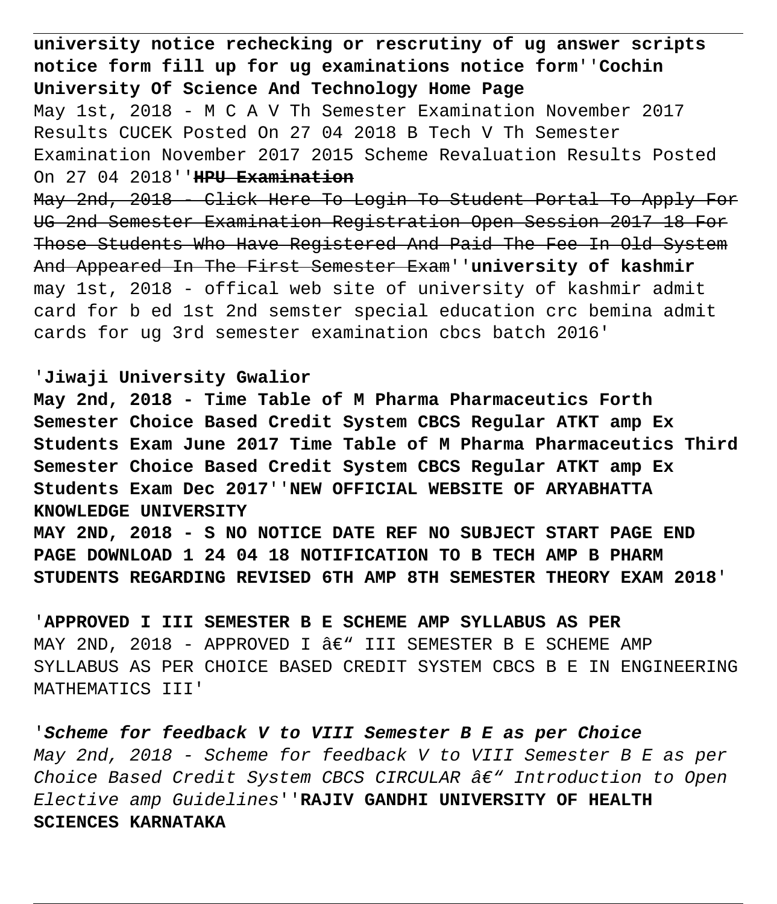**university notice rechecking or rescrutiny of ug answer scripts notice form fill up for ug examinations notice form''Cochin University Of Science And Technology Home Page**
May 1st, 2018 - M C A V Th Semester Examination November 2017 Results CUCEK Posted On 27 04 2018 B Tech V Th Semester Examination November 2017 2015 Scheme Revaluation Results Posted On 27 04 2018''~~**HPU Examination**~~
~~May 2nd, 2018 - Click Here To Login To Student Portal To Apply For UG 2nd Semester Examination Registration Open Session 2017 18 For Those Students Who Have Registered And Paid The Fee In Old System And Appeared In The First Semester Exam~~''**university of kashmir**
may 1st, 2018 - offical web site of university of kashmir admit card for b ed 1st 2nd semster special education crc bemina admit cards for ug 3rd semester examination cbcs batch 2016'

'**Jiwaji University Gwalior**
**May 2nd, 2018 - Time Table of M Pharma Pharmaceutics Forth Semester Choice Based Credit System CBCS Regular ATKT amp Ex Students Exam June 2017 Time Table of M Pharma Pharmaceutics Third Semester Choice Based Credit System CBCS Regular ATKT amp Ex Students Exam Dec 2017''NEW OFFICIAL WEBSITE OF ARYABHATTA KNOWLEDGE UNIVERSITY**
**MAY 2ND, 2018 - S NO NOTICE DATE REF NO SUBJECT START PAGE END PAGE DOWNLOAD 1 24 04 18 NOTIFICATION TO B TECH AMP B PHARM STUDENTS REGARDING REVISED 6TH AMP 8TH SEMESTER THEORY EXAM 2018**'

'**APPROVED I III SEMESTER B E SCHEME AMP SYLLABUS AS PER**
MAY 2ND, 2018 - APPROVED I â€“ III SEMESTER B E SCHEME AMP SYLLABUS AS PER CHOICE BASED CREDIT SYSTEM CBCS B E IN ENGINEERING MATHEMATICS III'

'***Scheme for feedback V to VIII Semester B E as per Choice***
*May 2nd, 2018 - Scheme for feedback V to VIII Semester B E as per Choice Based Credit System CBCS CIRCULAR â€“ Introduction to Open Elective amp Guidelines*''**RAJIV GANDHI UNIVERSITY OF HEALTH SCIENCES KARNATAKA**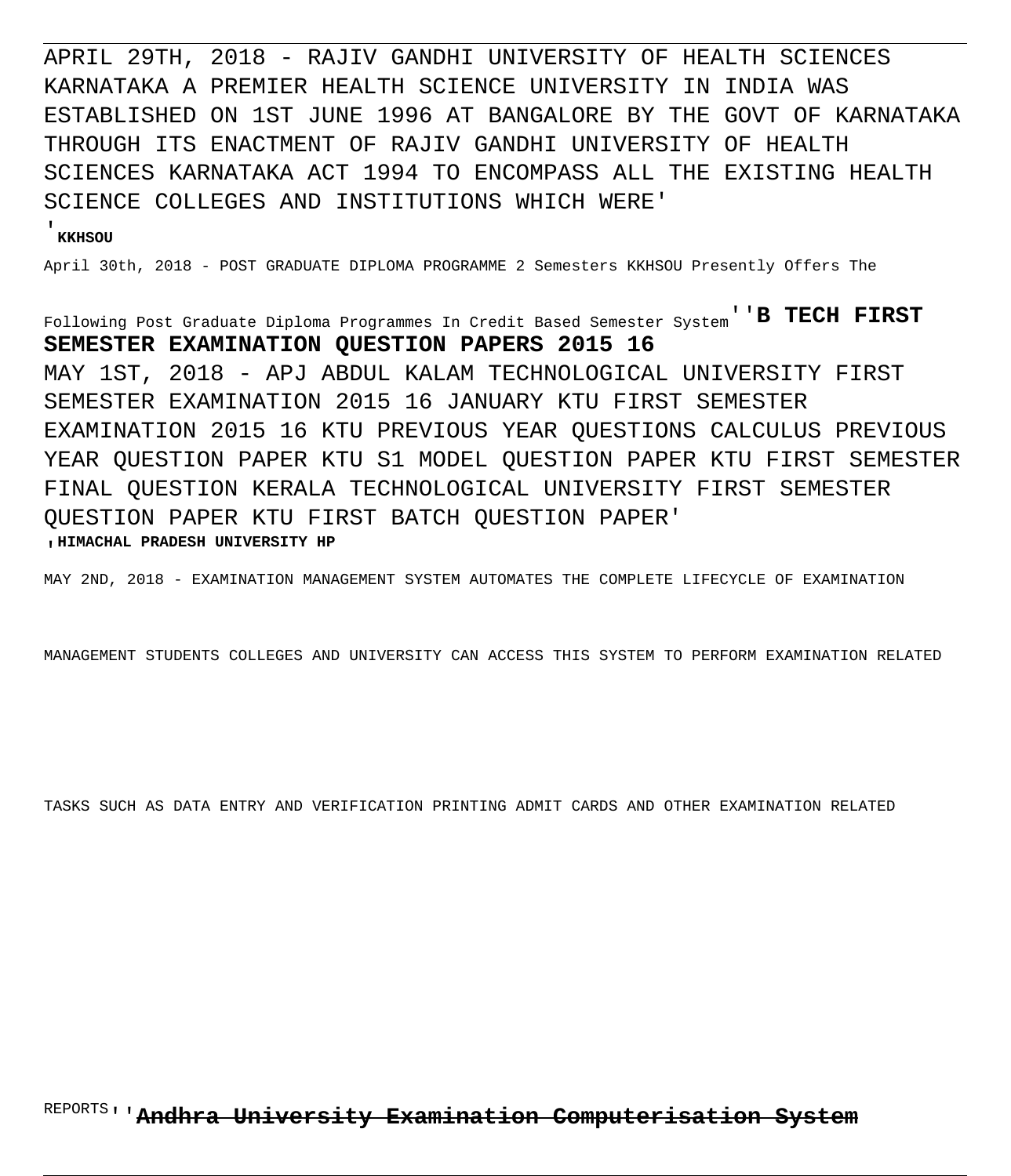APRIL 29TH, 2018 - RAJIV GANDHI UNIVERSITY OF HEALTH SCIENCES KARNATAKA A PREMIER HEALTH SCIENCE UNIVERSITY IN INDIA WAS ESTABLISHED ON 1ST JUNE 1996 AT BANGALORE BY THE GOVT OF KARNATAKA THROUGH ITS ENACTMENT OF RAJIV GANDHI UNIVERSITY OF HEALTH SCIENCES KARNATAKA ACT 1994 TO ENCOMPASS ALL THE EXISTING HEALTH SCIENCE COLLEGES AND INSTITUTIONS WHICH WERE'

'**KKHSOU**

April 30th, 2018 - POST GRADUATE DIPLOMA PROGRAMME 2 Semesters KKHSOU Presently Offers The Following Post Graduate Diploma Programmes In Credit Based Semester System''**B TECH FIRST SEMESTER EXAMINATION QUESTION PAPERS 2015 16**

MAY 1ST, 2018 - APJ ABDUL KALAM TECHNOLOGICAL UNIVERSITY FIRST SEMESTER EXAMINATION 2015 16 JANUARY KTU FIRST SEMESTER EXAMINATION 2015 16 KTU PREVIOUS YEAR QUESTIONS CALCULUS PREVIOUS YEAR QUESTION PAPER KTU S1 MODEL QUESTION PAPER KTU FIRST SEMESTER FINAL QUESTION KERALA TECHNOLOGICAL UNIVERSITY FIRST SEMESTER QUESTION PAPER KTU FIRST BATCH QUESTION PAPER'

'**HIMACHAL PRADESH UNIVERSITY HP**

MAY 2ND, 2018 - EXAMINATION MANAGEMENT SYSTEM AUTOMATES THE COMPLETE LIFECYCLE OF EXAMINATION MANAGEMENT STUDENTS COLLEGES AND UNIVERSITY CAN ACCESS THIS SYSTEM TO PERFORM EXAMINATION RELATED TASKS SUCH AS DATA ENTRY AND VERIFICATION PRINTING ADMIT CARDS AND OTHER EXAMINATION RELATED REPORTS''**Andhra University Examination Computerisation System**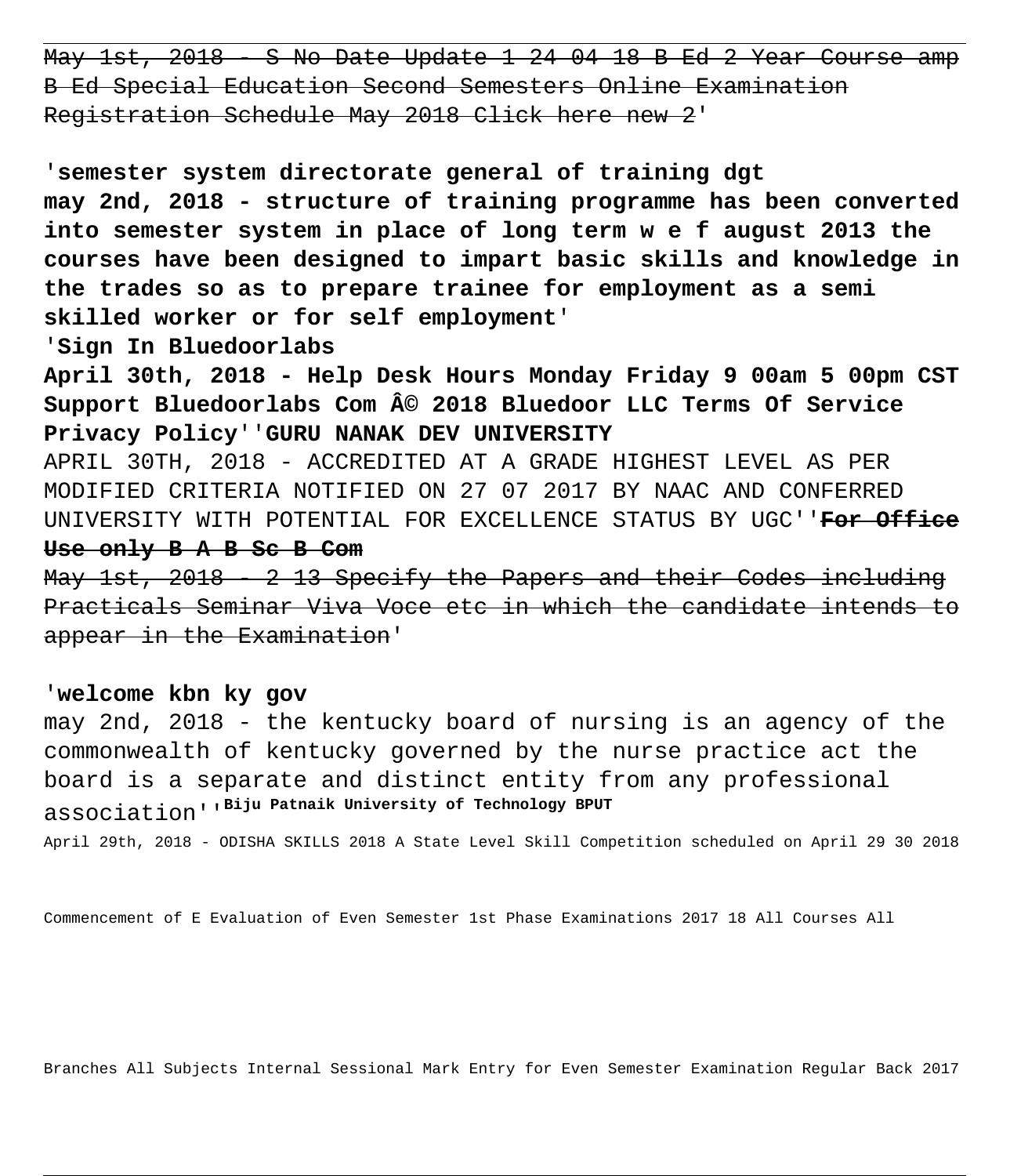~~May 1st, 2018 - S No Date Update 1 24 04 18 B Ed 2 Year Course amp B Ed Special Education Second Semesters Online Examination Registration Schedule May 2018 Click here new 2~~'

'**semester system directorate general of training dgt**
**may 2nd, 2018 - structure of training programme has been converted into semester system in place of long term w e f august 2013 the courses have been designed to impart basic skills and knowledge in the trades so as to prepare trainee for employment as a semi skilled worker or for self employment**'

'**Sign In Bluedoorlabs**
**April 30th, 2018 - Help Desk Hours Monday Friday 9 00am 5 00pm CST Support Bluedoorlabs Com Â© 2018 Bluedoor LLC Terms Of Service Privacy Policy**''**GURU NANAK DEV UNIVERSITY**
APRIL 30TH, 2018 - ACCREDITED AT A GRADE HIGHEST LEVEL AS PER MODIFIED CRITERIA NOTIFIED ON 27 07 2017 BY NAAC AND CONFERRED UNIVERSITY WITH POTENTIAL FOR EXCELLENCE STATUS BY UGC''~~**For Office Use only B A B Sc B Com**~~
~~May 1st, 2018 - 2 13 Specify the Papers and their Codes including Practicals Seminar Viva Voce etc in which the candidate intends to appear in the Examination~~'

'**welcome kbn ky gov**
may 2nd, 2018 - the kentucky board of nursing is an agency of the commonwealth of kentucky governed by the nurse practice act the board is a separate and distinct entity from any professional association''**Biju Patnaik University of Technology BPUT**
April 29th, 2018 - ODISHA SKILLS 2018 A State Level Skill Competition scheduled on April 29 30 2018

Commencement of E Evaluation of Even Semester 1st Phase Examinations 2017 18 All Courses All

Branches All Subjects Internal Sessional Mark Entry for Even Semester Examination Regular Back 2017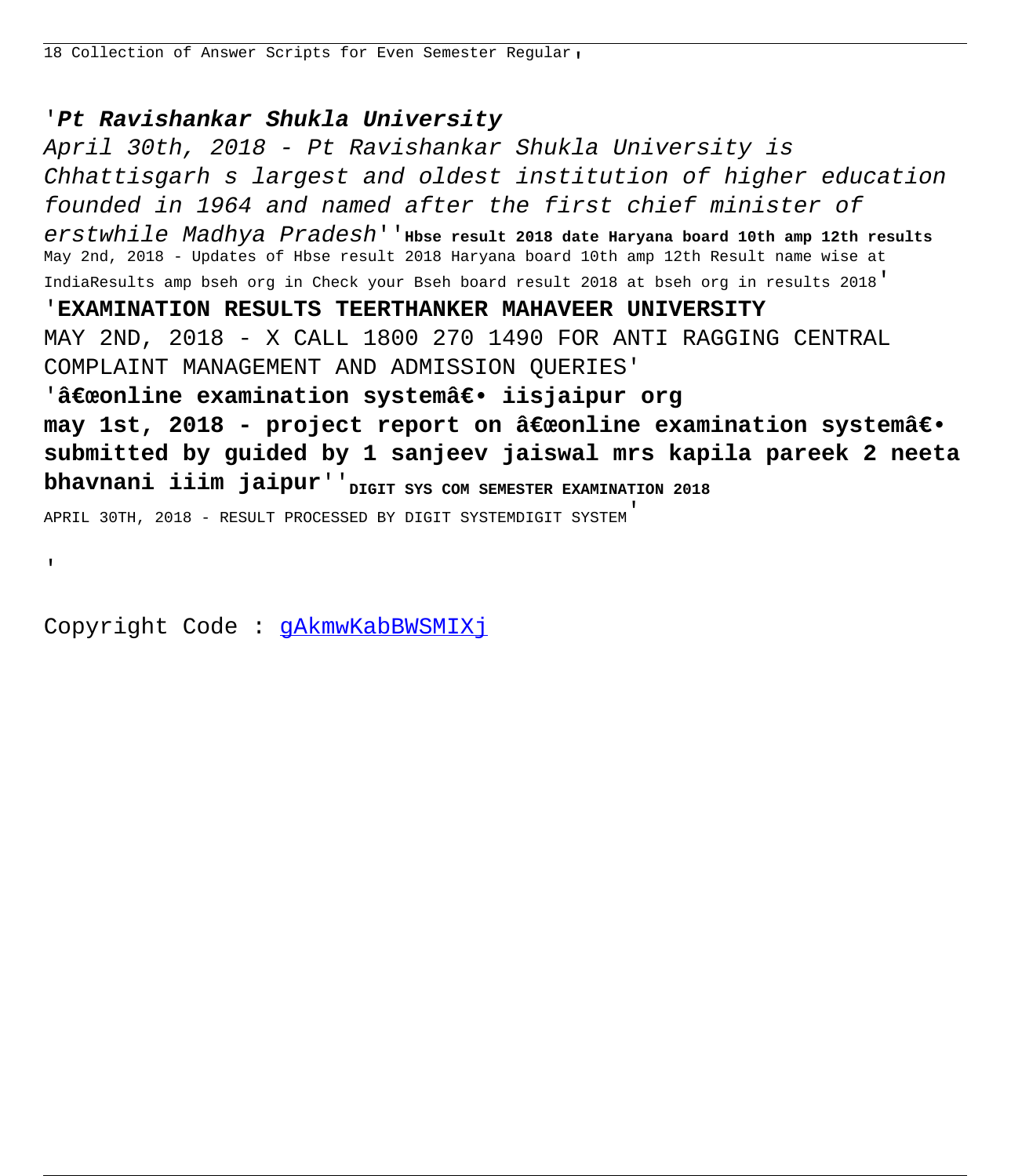18 Collection of Answer Scripts for Even Semester Regular'

'***Pt Ravishankar Shukla University***

*April 30th, 2018 - Pt Ravishankar Shukla University is Chhattisgarh s largest and oldest institution of higher education founded in 1964 and named after the first chief minister of erstwhile Madhya Pradesh*''**Hbse result 2018 date Haryana board 10th amp 12th results**

May 2nd, 2018 - Updates of Hbse result 2018 Haryana board 10th amp 12th Result name wise at IndiaResults amp bseh org in Check your Bseh board result 2018 at bseh org in results 2018'

'**EXAMINATION RESULTS TEERTHANKER MAHAVEER UNIVERSITY**

MAY 2ND, 2018 - X CALL 1800 270 1490 FOR ANTI RAGGING CENTRAL COMPLAINT MANAGEMENT AND ADMISSION QUERIES'

'**â€œonline examination systemâ€• iisjaipur org**

**may 1st, 2018 - project report on â€œonline examination systemâ€• submitted by guided by 1 sanjeev jaiswal mrs kapila pareek 2 neeta bhavnani iiim jaipur**''**DIGIT SYS COM SEMESTER EXAMINATION 2018**

APRIL 30TH, 2018 - RESULT PROCESSED BY DIGIT SYSTEMDIGIT SYSTEM'

'

Copyright Code : gAkmwKabBWSMIXj